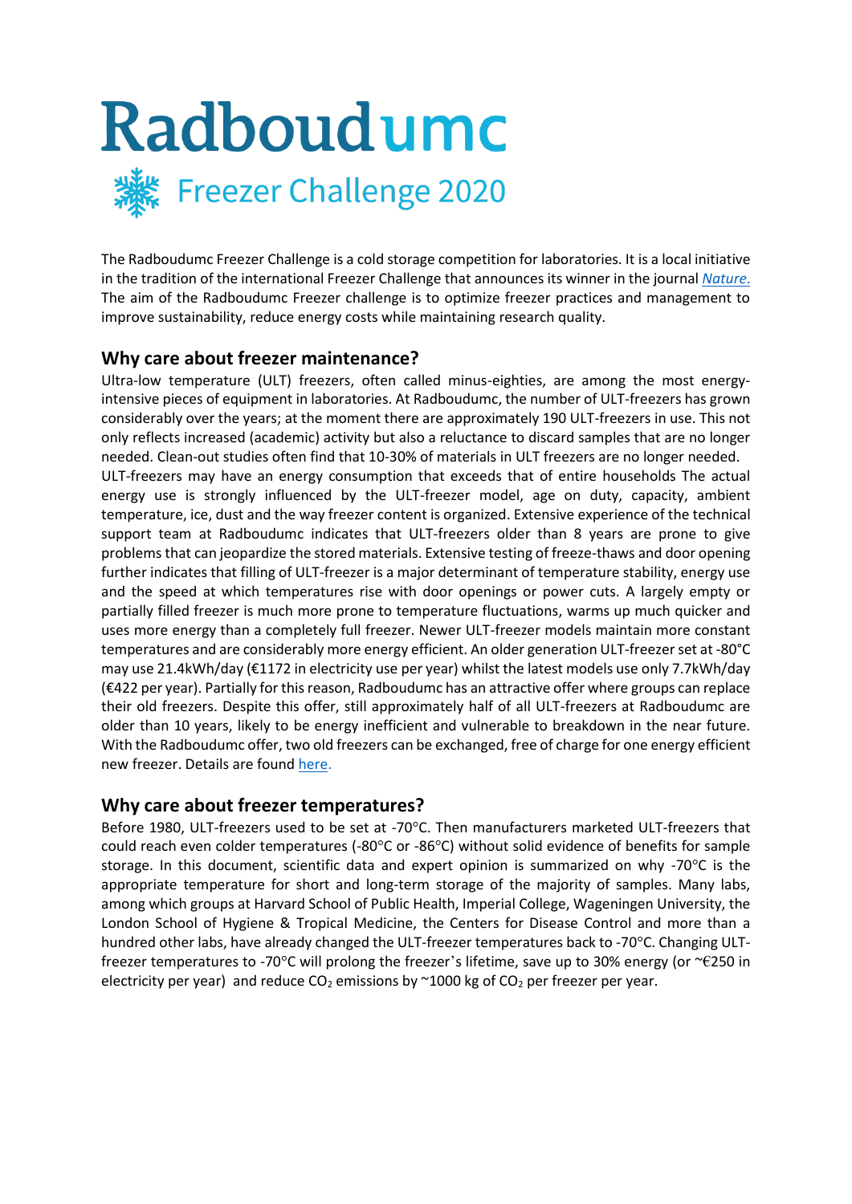# Radboudumc

## Freezer Challenge 2020

The Radboudumc Freezer Challenge is a cold storage competition for laboratories. It is a local initiative in the tradition of the international Freezer Challenge that announces its winner in the journal [*Nature*.](#) The aim of the Radboudumc Freezer challenge is to optimize freezer practices and management to improve sustainability, reduce energy costs while maintaining research quality.

## Why care about freezer maintenance?

Ultra-low temperature (ULT) freezers, often called minus-eighties, are among the most energy-intensive pieces of equipment in laboratories. At Radboudumc, the number of ULT-freezers has grown considerably over the years; at the moment there are approximately 190 ULT-freezers in use. This not only reflects increased (academic) activity but also a reluctance to discard samples that are no longer needed. Clean-out studies often find that 10-30% of materials in ULT freezers are no longer needed. ULT-freezers may have an energy consumption that exceeds that of entire households The actual energy use is strongly influenced by the ULT-freezer model, age on duty, capacity, ambient temperature, ice, dust and the way freezer content is organized. Extensive experience of the technical support team at Radboudumc indicates that ULT-freezers older than 8 years are prone to give problems that can jeopardize the stored materials. Extensive testing of freeze-thaws and door opening further indicates that filling of ULT-freezer is a major determinant of temperature stability, energy use and the speed at which temperatures rise with door openings or power cuts. A largely empty or partially filled freezer is much more prone to temperature fluctuations, warms up much quicker and uses more energy than a completely full freezer. Newer ULT-freezer models maintain more constant temperatures and are considerably more energy efficient. An older generation ULT-freezer set at -80°C may use 21.4kWh/day (€1172 in electricity use per year) whilst the latest models use only 7.7kWh/day (€422 per year). Partially for this reason, Radboudumc has an attractive offer where groups can replace their old freezers. Despite this offer, still approximately half of all ULT-freezers at Radboudumc are older than 10 years, likely to be energy inefficient and vulnerable to breakdown in the near future. With the Radboudumc offer, two old freezers can be exchanged, free of charge for one energy efficient new freezer. Details are found [here.](#)

## Why care about freezer temperatures?

Before 1980, ULT-freezers used to be set at -70°C. Then manufacturers marketed ULT-freezers that could reach even colder temperatures (-80°C or -86°C) without solid evidence of benefits for sample storage. In this document, scientific data and expert opinion is summarized on why -70°C is the appropriate temperature for short and long-term storage of the majority of samples. Many labs, among which groups at Harvard School of Public Health, Imperial College, Wageningen University, the London School of Hygiene & Tropical Medicine, the Centers for Disease Control and more than a hundred other labs, have already changed the ULT-freezer temperatures back to -70°C. Changing ULT-freezer temperatures to -70°C will prolong the freezer's lifetime, save up to 30% energy (or ~€250 in electricity per year) and reduce $CO_2$ emissions by ~1000 kg of $CO_2$ per freezer per year.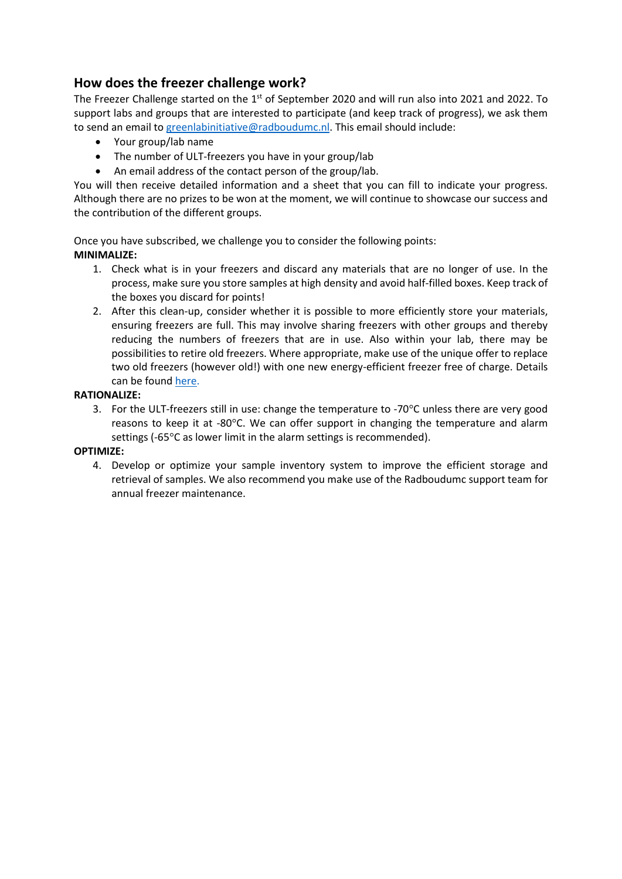## How does the freezer challenge work?

The Freezer Challenge started on the 1st of September 2020 and will run also into 2021 and 2022. To support labs and groups that are interested to participate (and keep track of progress), we ask them to send an email to greenlabinitiative@radboudumc.nl. This email should include:

- Your group/lab name
- The number of ULT-freezers you have in your group/lab
- An email address of the contact person of the group/lab.

You will then receive detailed information and a sheet that you can fill to indicate your progress. Although there are no prizes to be won at the moment, we will continue to showcase our success and the contribution of the different groups.

Once you have subscribed, we challenge you to consider the following points:

**MINIMALIZE:**

1. Check what is in your freezers and discard any materials that are no longer of use. In the process, make sure you store samples at high density and avoid half-filled boxes. Keep track of the boxes you discard for points!
2. After this clean-up, consider whether it is possible to more efficiently store your materials, ensuring freezers are full. This may involve sharing freezers with other groups and thereby reducing the numbers of freezers that are in use. Also within your lab, there may be possibilities to retire old freezers. Where appropriate, make use of the unique offer to replace two old freezers (however old!) with one new energy-efficient freezer free of charge. Details can be found here.

**RATIONALIZE:**

3. For the ULT-freezers still in use: change the temperature to -70°C unless there are very good reasons to keep it at -80°C. We can offer support in changing the temperature and alarm settings (-65°C as lower limit in the alarm settings is recommended).

**OPTIMIZE:**

4. Develop or optimize your sample inventory system to improve the efficient storage and retrieval of samples. We also recommend you make use of the Radboudumc support team for annual freezer maintenance.